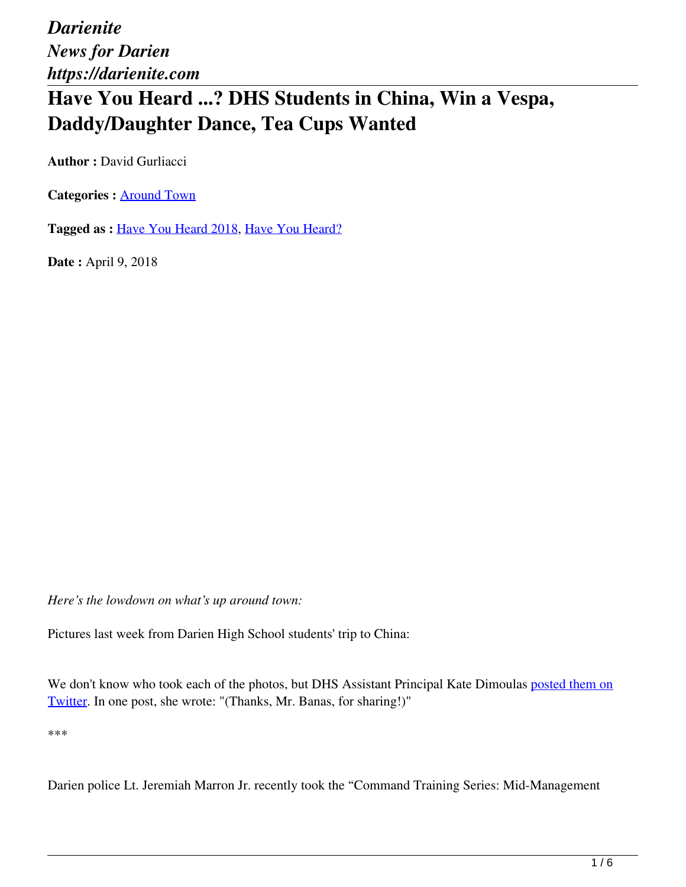*Darienite*
*News for Darien*
*https://darienite.com*

# Have You Heard ...? DHS Students in China, Win a Vespa, Daddy/Daughter Dance, Tea Cups Wanted

**Author :** David Gurliacci

**Categories :** [Around Town]

**Tagged as :** [Have You Heard 2018], [Have You Heard?]

**Date :** April 9, 2018

*Here's the lowdown on what's up around town:*

Pictures last week from Darien High School students' trip to China:

We don't know who took each of the photos, but DHS Assistant Principal Kate Dimoulas [posted them on Twitter]. In one post, she wrote: "(Thanks, Mr. Banas, for sharing!)"

***

Darien police Lt. Jeremiah Marron Jr. recently took the "Command Training Series: Mid-Management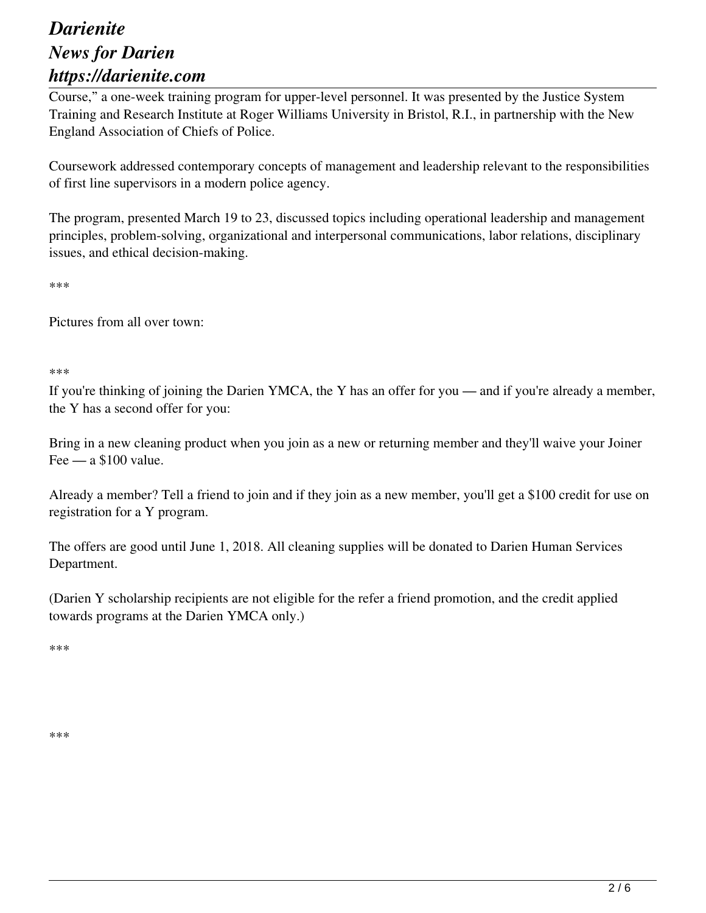Course," a one-week training program for upper-level personnel. It was presented by the Justice System Training and Research Institute at Roger Williams University in Bristol, R.I., in partnership with the New England Association of Chiefs of Police.

Coursework addressed contemporary concepts of management and leadership relevant to the responsibilities of first line supervisors in a modern police agency.

The program, presented March 19 to 23, discussed topics including operational leadership and management principles, problem-solving, organizational and interpersonal communications, labor relations, disciplinary issues, and ethical decision-making.

***

Pictures from all over town:

***

If you're thinking of joining the Darien YMCA, the Y has an offer for you — and if you're already a member, the Y has a second offer for you:

Bring in a new cleaning product when you join as a new or returning member and they'll waive your Joiner Fee — a $100 value.

Already a member? Tell a friend to join and if they join as a new member, you'll get a $100 credit for use on registration for a Y program.

The offers are good until June 1, 2018. All cleaning supplies will be donated to Darien Human Services Department.

(Darien Y scholarship recipients are not eligible for the refer a friend promotion, and the credit applied towards programs at the Darien YMCA only.)

***

***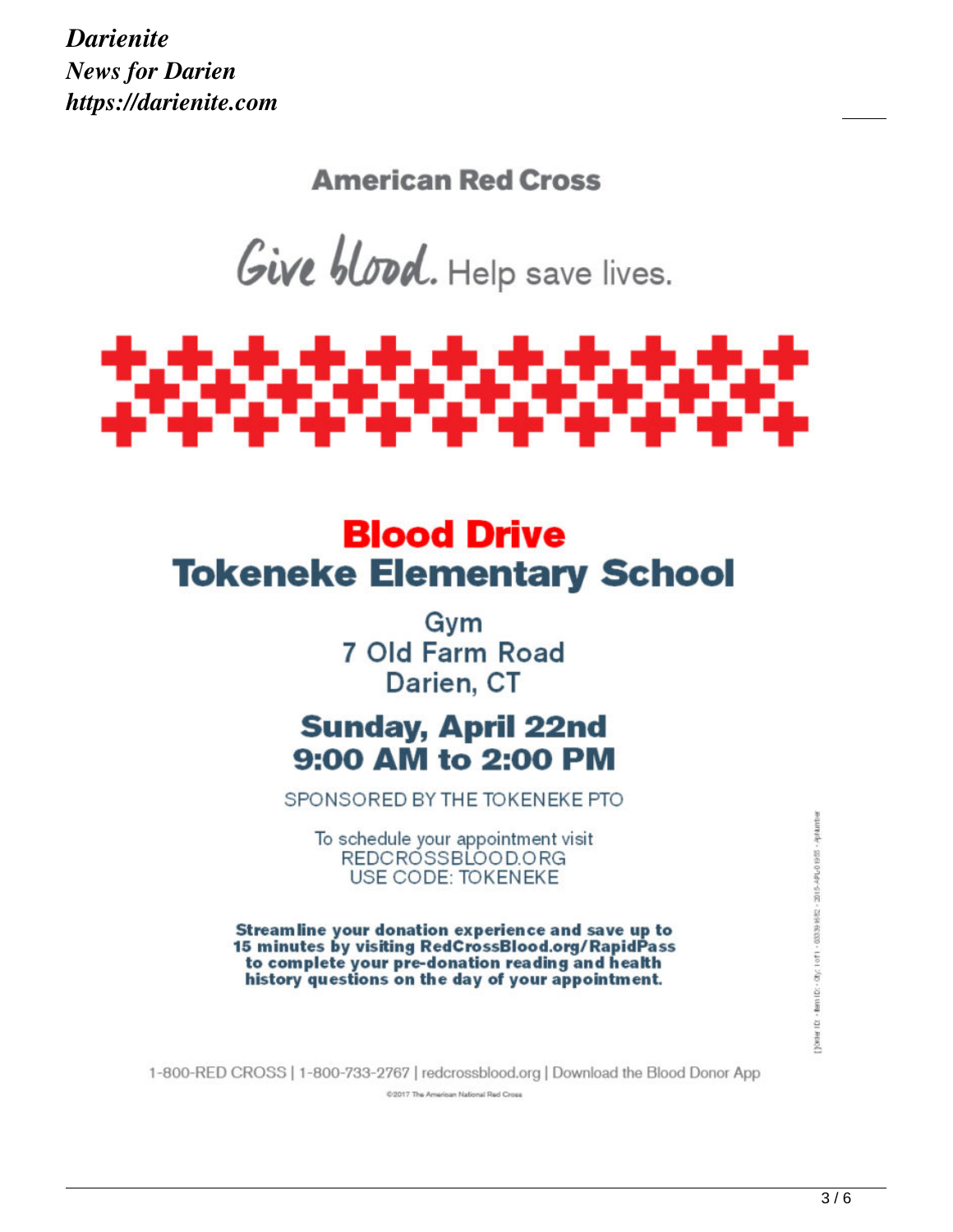**American Red Cross**

Give blood. Help save lives.

# Blood Drive
# Tokeneke Elementary School

Gym
7 Old Farm Road
Darien, CT

## Sunday, April 22nd
## 9:00 AM to 2:00 PM

SPONSORED BY THE TOKENEKE PTO

To schedule your appointment visit
REDCROSSBLOOD.ORG
USE CODE: TOKENEKE

**Streamline your donation experience and save up to 15 minutes by visiting RedCrossBlood.org/RapidPass to complete your pre-donation reading and health history questions on the day of your appointment.**

1-800-RED CROSS | 1-800-733-2767 | redcrossblood.org | Download the Blood Donor App

©2017 The American National Red Cross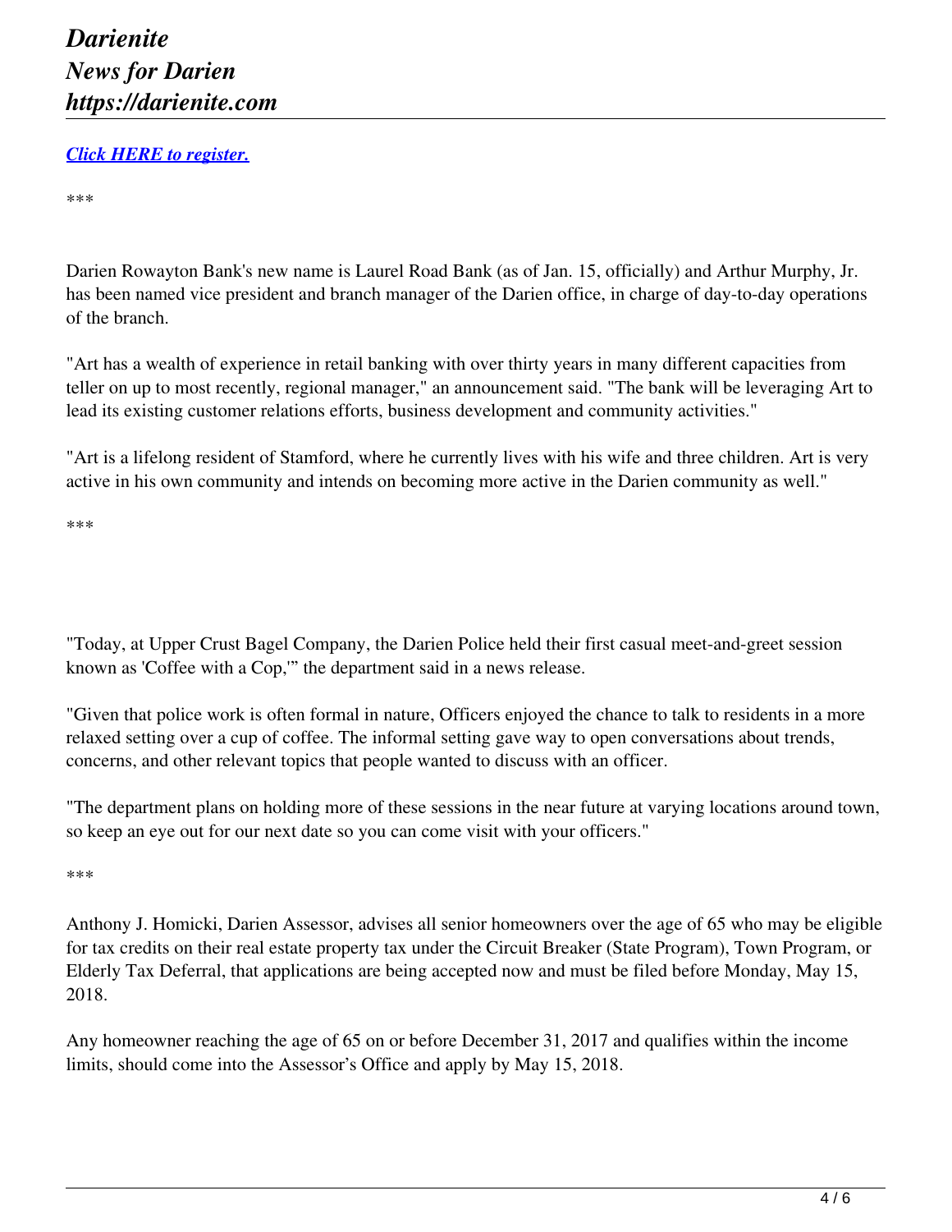***[Click HERE to register.](#)***

\*\*\*

Darien Rowayton Bank's new name is Laurel Road Bank (as of Jan. 15, officially) and Arthur Murphy, Jr. has been named vice president and branch manager of the Darien office, in charge of day-to-day operations of the branch.

"Art has a wealth of experience in retail banking with over thirty years in many different capacities from teller on up to most recently, regional manager," an announcement said. "The bank will be leveraging Art to lead its existing customer relations efforts, business development and community activities."

"Art is a lifelong resident of Stamford, where he currently lives with his wife and three children. Art is very active in his own community and intends on becoming more active in the Darien community as well."

\*\*\*

"Today, at Upper Crust Bagel Company, the Darien Police held their first casual meet-and-greet session known as 'Coffee with a Cop,'" the department said in a news release.

"Given that police work is often formal in nature, Officers enjoyed the chance to talk to residents in a more relaxed setting over a cup of coffee. The informal setting gave way to open conversations about trends, concerns, and other relevant topics that people wanted to discuss with an officer.

"The department plans on holding more of these sessions in the near future at varying locations around town, so keep an eye out for our next date so you can come visit with your officers."

\*\*\*

Anthony J. Homicki, Darien Assessor, advises all senior homeowners over the age of 65 who may be eligible for tax credits on their real estate property tax under the Circuit Breaker (State Program), Town Program, or Elderly Tax Deferral, that applications are being accepted now and must be filed before Monday, May 15, 2018.

Any homeowner reaching the age of 65 on or before December 31, 2017 and qualifies within the income limits, should come into the Assessor's Office and apply by May 15, 2018.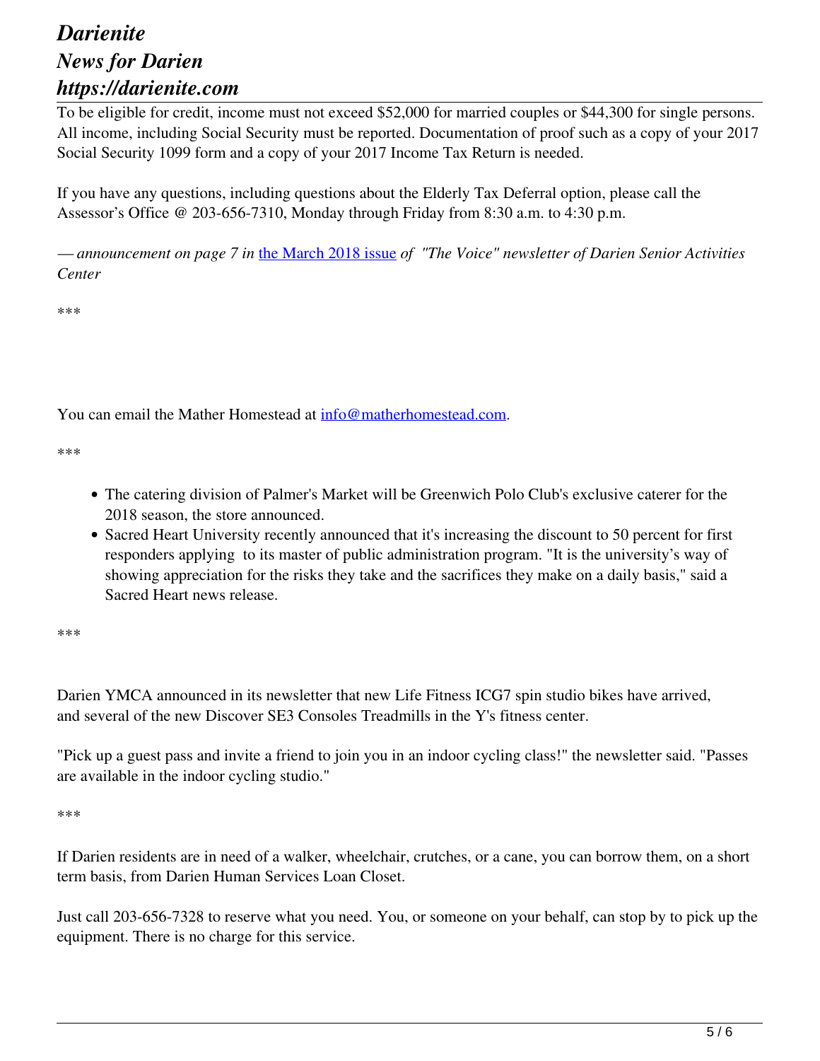To be eligible for credit, income must not exceed $52,000 for married couples or $44,300 for single persons. All income, including Social Security must be reported. Documentation of proof such as a copy of your 2017 Social Security 1099 form and a copy of your 2017 Income Tax Return is needed.

If you have any questions, including questions about the Elderly Tax Deferral option, please call the Assessor's Office @ 203-656-7310, Monday through Friday from 8:30 a.m. to 4:30 p.m.

*— announcement on page 7 in* [the March 2018 issue]() *of "The Voice" newsletter of Darien Senior Activities Center*

\*\*\*

You can email the Mather Homestead at [info@matherhomestead.com]().

\*\*\*

- The catering division of Palmer's Market will be Greenwich Polo Club's exclusive caterer for the 2018 season, the store announced.
- Sacred Heart University recently announced that it's increasing the discount to 50 percent for first responders applying to its master of public administration program. "It is the university's way of showing appreciation for the risks they take and the sacrifices they make on a daily basis," said a Sacred Heart news release.

\*\*\*

Darien YMCA announced in its newsletter that new Life Fitness ICG7 spin studio bikes have arrived, and several of the new Discover SE3 Consoles Treadmills in the Y's fitness center.

"Pick up a guest pass and invite a friend to join you in an indoor cycling class!" the newsletter said. "Passes are available in the indoor cycling studio."

\*\*\*

If Darien residents are in need of a walker, wheelchair, crutches, or a cane, you can borrow them, on a short term basis, from Darien Human Services Loan Closet.

Just call 203-656-7328 to reserve what you need. You, or someone on your behalf, can stop by to pick up the equipment. There is no charge for this service.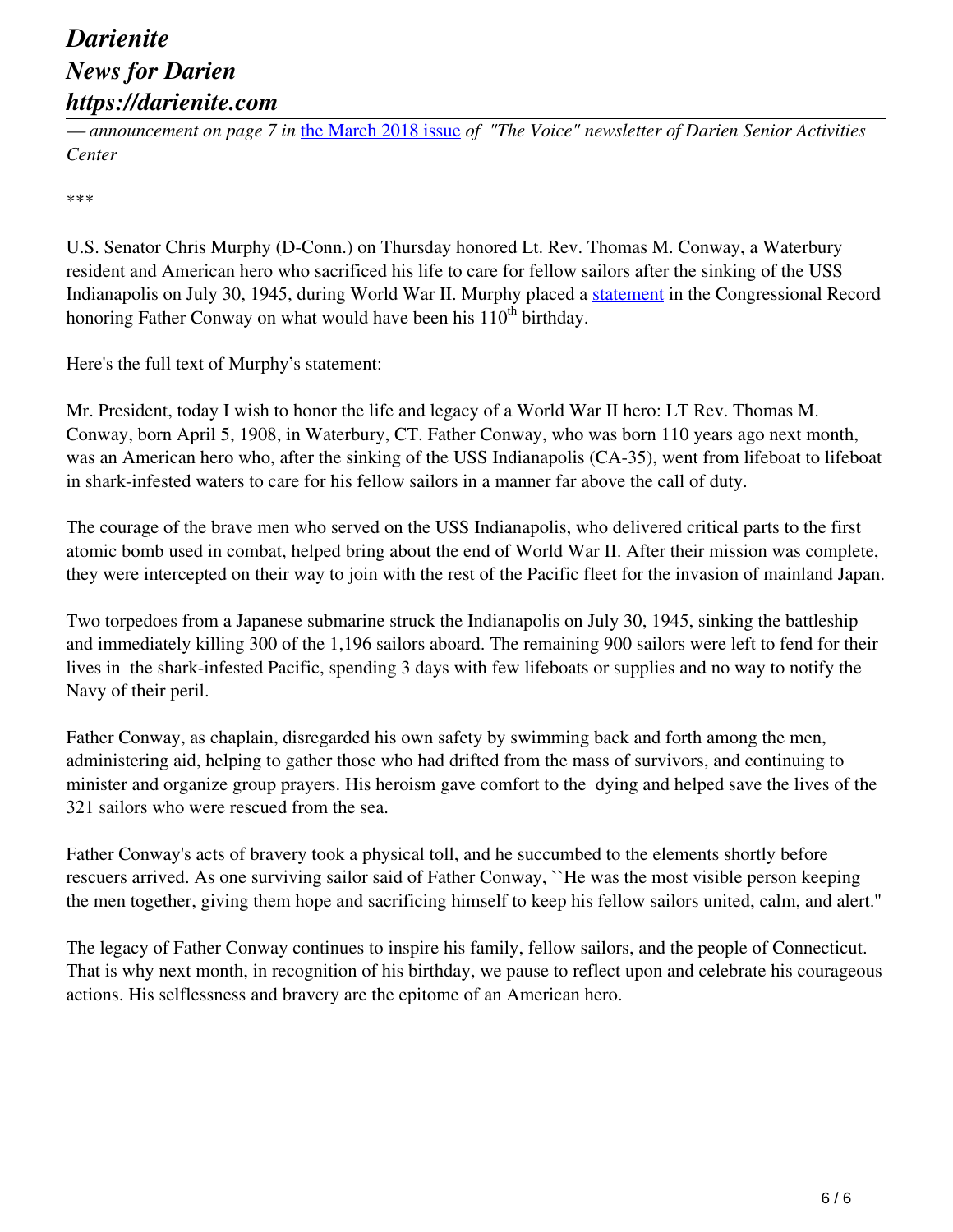— *announcement on page 7 in* the March 2018 issue *of "The Voice" newsletter of Darien Senior Activities Center*

\*\*\*

U.S. Senator Chris Murphy (D-Conn.) on Thursday honored Lt. Rev. Thomas M. Conway, a Waterbury resident and American hero who sacrificed his life to care for fellow sailors after the sinking of the USS Indianapolis on July 30, 1945, during World War II. Murphy placed a statement in the Congressional Record honoring Father Conway on what would have been his 110th birthday.

Here's the full text of Murphy's statement:

Mr. President, today I wish to honor the life and legacy of a World War II hero: LT Rev. Thomas M. Conway, born April 5, 1908, in Waterbury, CT. Father Conway, who was born 110 years ago next month, was an American hero who, after the sinking of the USS Indianapolis (CA-35), went from lifeboat to lifeboat in shark-infested waters to care for his fellow sailors in a manner far above the call of duty.

The courage of the brave men who served on the USS Indianapolis, who delivered critical parts to the first atomic bomb used in combat, helped bring about the end of World War II. After their mission was complete, they were intercepted on their way to join with the rest of the Pacific fleet for the invasion of mainland Japan.

Two torpedoes from a Japanese submarine struck the Indianapolis on July 30, 1945, sinking the battleship and immediately killing 300 of the 1,196 sailors aboard. The remaining 900 sailors were left to fend for their lives in the shark-infested Pacific, spending 3 days with few lifeboats or supplies and no way to notify the Navy of their peril.

Father Conway, as chaplain, disregarded his own safety by swimming back and forth among the men, administering aid, helping to gather those who had drifted from the mass of survivors, and continuing to minister and organize group prayers. His heroism gave comfort to the dying and helped save the lives of the 321 sailors who were rescued from the sea.

Father Conway's acts of bravery took a physical toll, and he succumbed to the elements shortly before rescuers arrived. As one surviving sailor said of Father Conway, ``He was the most visible person keeping the men together, giving them hope and sacrificing himself to keep his fellow sailors united, calm, and alert.''

The legacy of Father Conway continues to inspire his family, fellow sailors, and the people of Connecticut. That is why next month, in recognition of his birthday, we pause to reflect upon and celebrate his courageous actions. His selflessness and bravery are the epitome of an American hero.